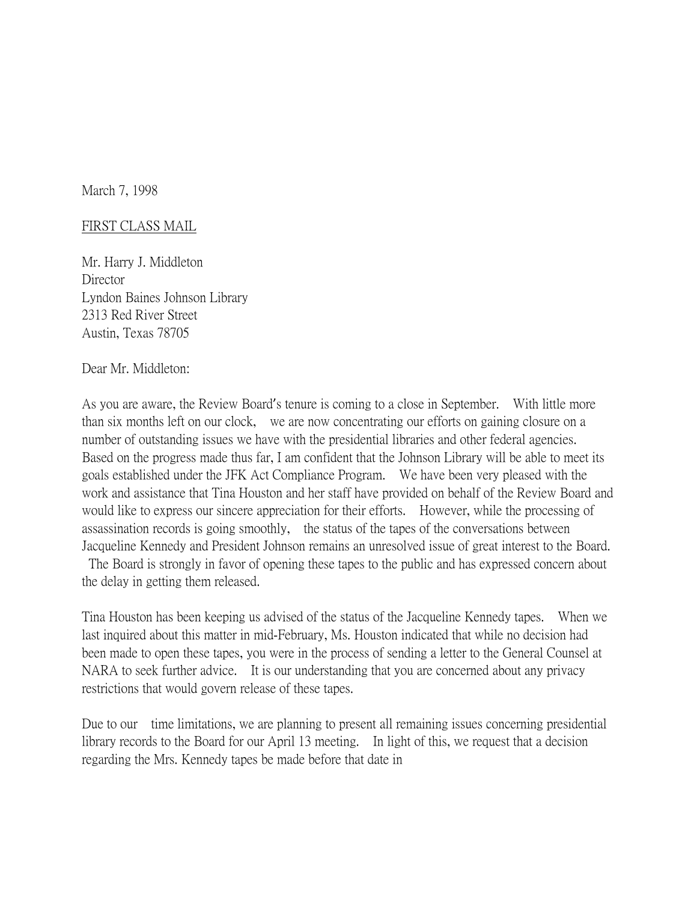March 7, 1998

<u>FIRST CLASS MAIL</u>

Mr. Harry J. Middleton
Director
Lyndon Baines Johnson Library
2313 Red River Street
Austin, Texas 78705

Dear Mr. Middleton:

As you are aware, the Review Board's tenure is coming to a close in September. With little more than six months left on our clock, we are now concentrating our efforts on gaining closure on a number of outstanding issues we have with the presidential libraries and other federal agencies. Based on the progress made thus far, I am confident that the Johnson Library will be able to meet its goals established under the JFK Act Compliance Program. We have been very pleased with the work and assistance that Tina Houston and her staff have provided on behalf of the Review Board and would like to express our sincere appreciation for their efforts. However, while the processing of assassination records is going smoothly, the status of the tapes of the conversations between Jacqueline Kennedy and President Johnson remains an unresolved issue of great interest to the Board. The Board is strongly in favor of opening these tapes to the public and has expressed concern about the delay in getting them released.

Tina Houston has been keeping us advised of the status of the Jacqueline Kennedy tapes. When we last inquired about this matter in mid-February, Ms. Houston indicated that while no decision had been made to open these tapes, you were in the process of sending a letter to the General Counsel at NARA to seek further advice. It is our understanding that you are concerned about any privacy restrictions that would govern release of these tapes.

Due to our time limitations, we are planning to present all remaining issues concerning presidential library records to the Board for our April 13 meeting. In light of this, we request that a decision regarding the Mrs. Kennedy tapes be made before that date in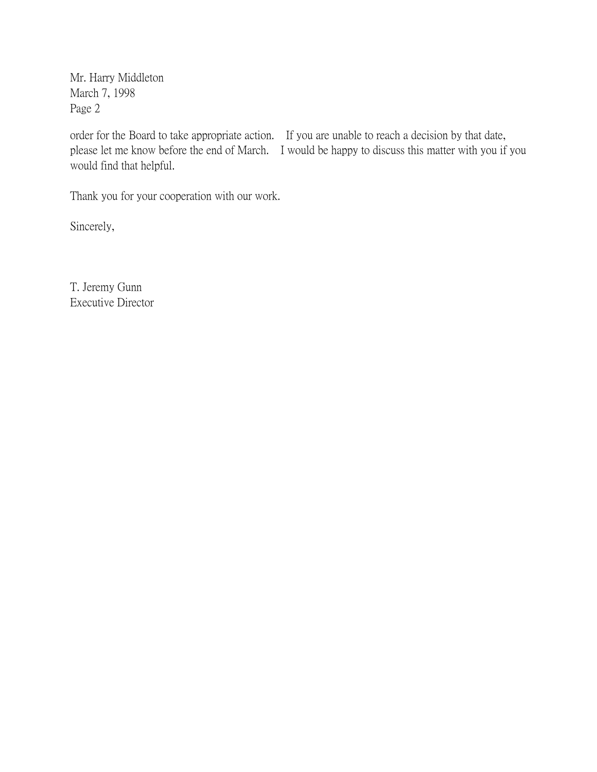order for the Board to take appropriate action. If you are unable to reach a decision by that date, please let me know before the end of March. I would be happy to discuss this matter with you if you would find that helpful.

Thank you for your cooperation with our work.

Sincerely,

T. Jeremy Gunn
Executive Director